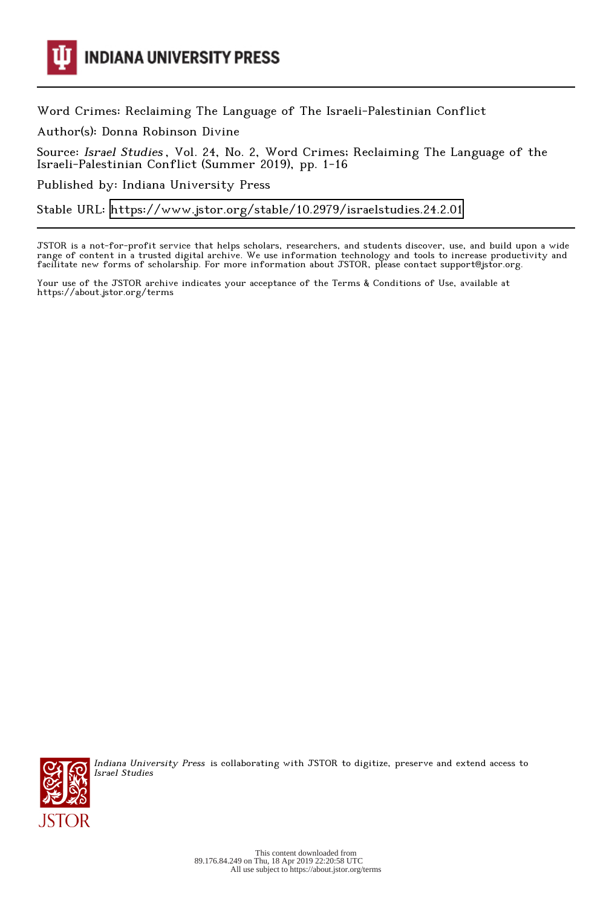INDIANA UNIVERSITY PRESS

Word Crimes: Reclaiming The Language of The Israeli-Palestinian Conflict

Author(s): Donna Robinson Divine

Source: *Israel Studies*, Vol. 24, No. 2, Word Crimes: Reclaiming The Language of the Israeli-Palestinian Conflict (Summer 2019), pp. 1-16

Published by: Indiana University Press

Stable URL: https://www.jstor.org/stable/10.2979/israelstudies.24.2.01

JSTOR is a not-for-profit service that helps scholars, researchers, and students discover, use, and build upon a wide range of content in a trusted digital archive. We use information technology and tools to increase productivity and facilitate new forms of scholarship. For more information about JSTOR, please contact support@jstor.org.

Your use of the JSTOR archive indicates your acceptance of the Terms & Conditions of Use, available at https://about.jstor.org/terms

*Indiana University Press* is collaborating with JSTOR to digitize, preserve and extend access to *Israel Studies*

This content downloaded from 89.176.84.249 on Thu, 18 Apr 2019 22:20:58 UTC
All use subject to https://about.jstor.org/terms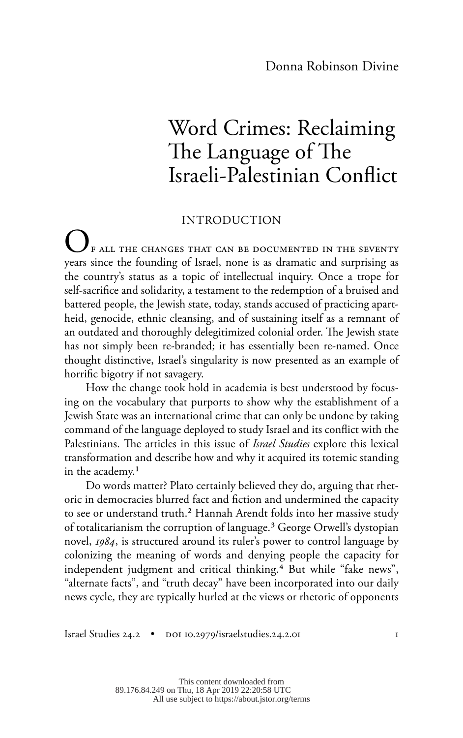Donna Robinson Divine

# Word Crimes: Reclaiming The Language of The Israeli-Palestinian Conflict

## INTRODUCTION

Of all the changes that can be documented in the seventy years since the founding of Israel, none is as dramatic and surprising as the country's status as a topic of intellectual inquiry. Once a trope for self-sacrifice and solidarity, a testament to the redemption of a bruised and battered people, the Jewish state, today, stands accused of practicing apartheid, genocide, ethnic cleansing, and of sustaining itself as a remnant of an outdated and thoroughly delegitimized colonial order. The Jewish state has not simply been re-branded; it has essentially been re-named. Once thought distinctive, Israel's singularity is now presented as an example of horrific bigotry if not savagery.

How the change took hold in academia is best understood by focusing on the vocabulary that purports to show why the establishment of a Jewish State was an international crime that can only be undone by taking command of the language deployed to study Israel and its conflict with the Palestinians. The articles in this issue of *Israel Studies* explore this lexical transformation and describe how and why it acquired its totemic standing in the academy.[1]

Do words matter? Plato certainly believed they do, arguing that rhetoric in democracies blurred fact and fiction and undermined the capacity to see or understand truth.[2] Hannah Arendt folds into her massive study of totalitarianism the corruption of language.[3] George Orwell's dystopian novel, *1984*, is structured around its ruler's power to control language by colonizing the meaning of words and denying people the capacity for independent judgment and critical thinking.[4] But while "fake news", "alternate facts", and "truth decay" have been incorporated into our daily news cycle, they are typically hurled at the views or rhetoric of opponents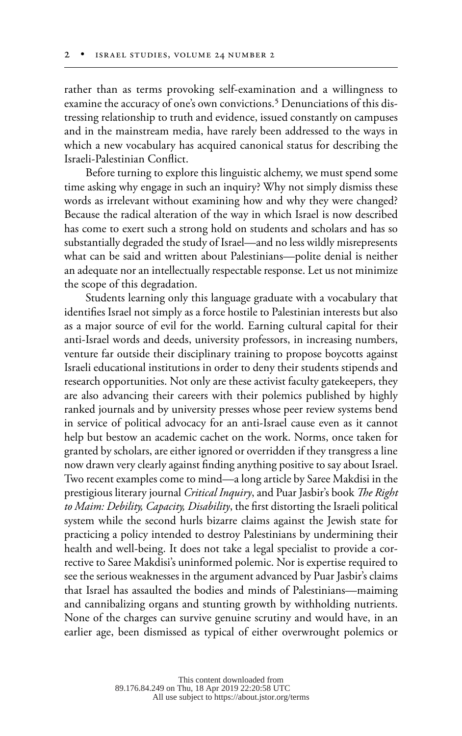rather than as terms provoking self-examination and a willingness to examine the accuracy of one's own convictions.[5] Denunciations of this distressing relationship to truth and evidence, issued constantly on campuses and in the mainstream media, have rarely been addressed to the ways in which a new vocabulary has acquired canonical status for describing the Israeli-Palestinian Conflict.

Before turning to explore this linguistic alchemy, we must spend some time asking why engage in such an inquiry? Why not simply dismiss these words as irrelevant without examining how and why they were changed? Because the radical alteration of the way in which Israel is now described has come to exert such a strong hold on students and scholars and has so substantially degraded the study of Israel—and no less wildly misrepresents what can be said and written about Palestinians—polite denial is neither an adequate nor an intellectually respectable response. Let us not minimize the scope of this degradation.

Students learning only this language graduate with a vocabulary that identifies Israel not simply as a force hostile to Palestinian interests but also as a major source of evil for the world. Earning cultural capital for their anti-Israel words and deeds, university professors, in increasing numbers, venture far outside their disciplinary training to propose boycotts against Israeli educational institutions in order to deny their students stipends and research opportunities. Not only are these activist faculty gatekeepers, they are also advancing their careers with their polemics published by highly ranked journals and by university presses whose peer review systems bend in service of political advocacy for an anti-Israel cause even as it cannot help but bestow an academic cachet on the work. Norms, once taken for granted by scholars, are either ignored or overridden if they transgress a line now drawn very clearly against finding anything positive to say about Israel. Two recent examples come to mind—a long article by Saree Makdisi in the prestigious literary journal *Critical Inquiry*, and Puar Jasbir's book *The Right to Maim: Debility, Capacity, Disability*, the first distorting the Israeli political system while the second hurls bizarre claims against the Jewish state for practicing a policy intended to destroy Palestinians by undermining their health and well-being. It does not take a legal specialist to provide a corrective to Saree Makdisi's uninformed polemic. Nor is expertise required to see the serious weaknesses in the argument advanced by Puar Jasbir's claims that Israel has assaulted the bodies and minds of Palestinians—maiming and cannibalizing organs and stunting growth by withholding nutrients. None of the charges can survive genuine scrutiny and would have, in an earlier age, been dismissed as typical of either overwrought polemics or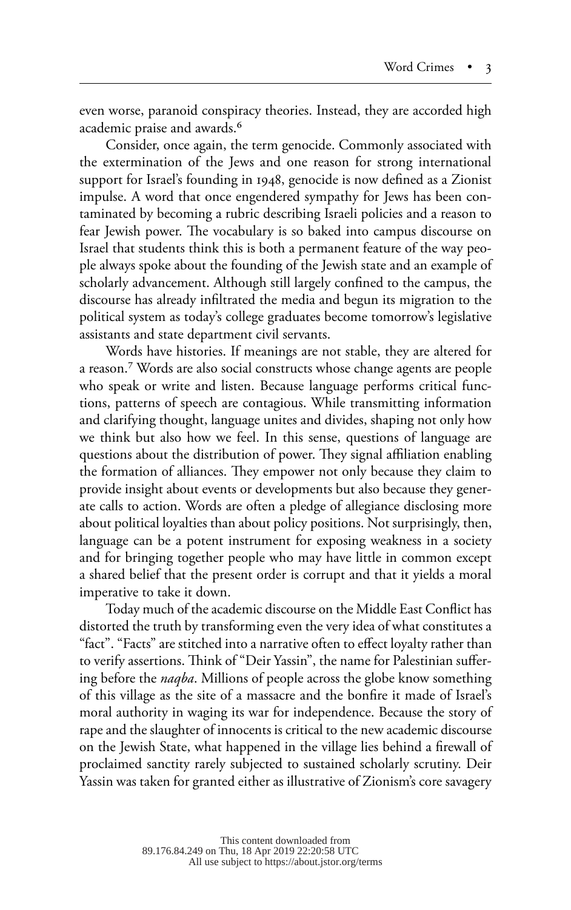even worse, paranoid conspiracy theories. Instead, they are accorded high academic praise and awards.[6]

Consider, once again, the term genocide. Commonly associated with the extermination of the Jews and one reason for strong international support for Israel's founding in 1948, genocide is now defined as a Zionist impulse. A word that once engendered sympathy for Jews has been contaminated by becoming a rubric describing Israeli policies and a reason to fear Jewish power. The vocabulary is so baked into campus discourse on Israel that students think this is both a permanent feature of the way people always spoke about the founding of the Jewish state and an example of scholarly advancement. Although still largely confined to the campus, the discourse has already infiltrated the media and begun its migration to the political system as today's college graduates become tomorrow's legislative assistants and state department civil servants.

Words have histories. If meanings are not stable, they are altered for a reason.[7] Words are also social constructs whose change agents are people who speak or write and listen. Because language performs critical functions, patterns of speech are contagious. While transmitting information and clarifying thought, language unites and divides, shaping not only how we think but also how we feel. In this sense, questions of language are questions about the distribution of power. They signal affiliation enabling the formation of alliances. They empower not only because they claim to provide insight about events or developments but also because they generate calls to action. Words are often a pledge of allegiance disclosing more about political loyalties than about policy positions. Not surprisingly, then, language can be a potent instrument for exposing weakness in a society and for bringing together people who may have little in common except a shared belief that the present order is corrupt and that it yields a moral imperative to take it down.

Today much of the academic discourse on the Middle East Conflict has distorted the truth by transforming even the very idea of what constitutes a "fact". "Facts" are stitched into a narrative often to effect loyalty rather than to verify assertions. Think of "Deir Yassin", the name for Palestinian suffering before the *naqba*. Millions of people across the globe know something of this village as the site of a massacre and the bonfire it made of Israel's moral authority in waging its war for independence. Because the story of rape and the slaughter of innocents is critical to the new academic discourse on the Jewish State, what happened in the village lies behind a firewall of proclaimed sanctity rarely subjected to sustained scholarly scrutiny. Deir Yassin was taken for granted either as illustrative of Zionism's core savagery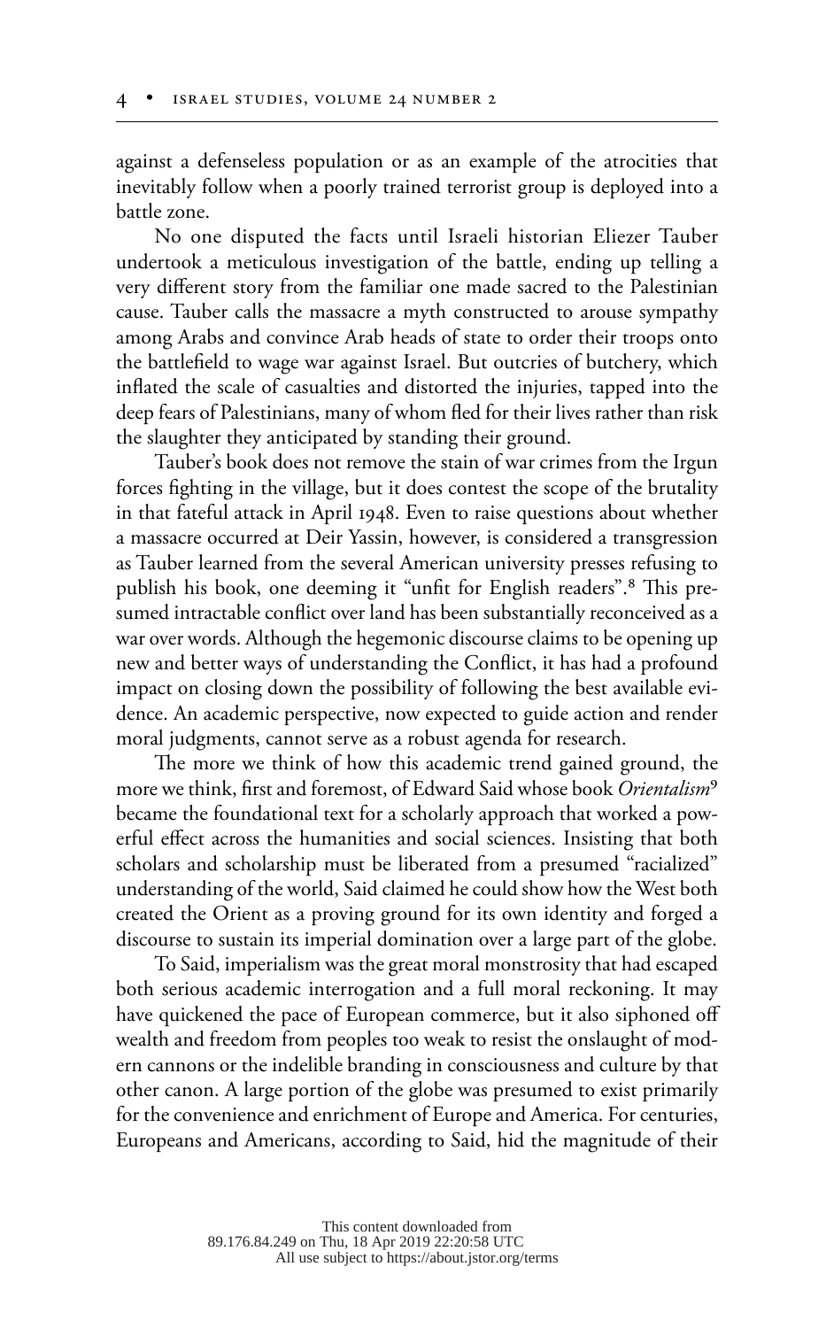against a defenseless population or as an example of the atrocities that inevitably follow when a poorly trained terrorist group is deployed into a battle zone.

No one disputed the facts until Israeli historian Eliezer Tauber undertook a meticulous investigation of the battle, ending up telling a very different story from the familiar one made sacred to the Palestinian cause. Tauber calls the massacre a myth constructed to arouse sympathy among Arabs and convince Arab heads of state to order their troops onto the battlefield to wage war against Israel. But outcries of butchery, which inflated the scale of casualties and distorted the injuries, tapped into the deep fears of Palestinians, many of whom fled for their lives rather than risk the slaughter they anticipated by standing their ground.

Tauber's book does not remove the stain of war crimes from the Irgun forces fighting in the village, but it does contest the scope of the brutality in that fateful attack in April 1948. Even to raise questions about whether a massacre occurred at Deir Yassin, however, is considered a transgression as Tauber learned from the several American university presses refusing to publish his book, one deeming it "unfit for English readers".[8] This presumed intractable conflict over land has been substantially reconceived as a war over words. Although the hegemonic discourse claims to be opening up new and better ways of understanding the Conflict, it has had a profound impact on closing down the possibility of following the best available evidence. An academic perspective, now expected to guide action and render moral judgments, cannot serve as a robust agenda for research.

The more we think of how this academic trend gained ground, the more we think, first and foremost, of Edward Said whose book *Orientalism*[9] became the foundational text for a scholarly approach that worked a powerful effect across the humanities and social sciences. Insisting that both scholars and scholarship must be liberated from a presumed "racialized" understanding of the world, Said claimed he could show how the West both created the Orient as a proving ground for its own identity and forged a discourse to sustain its imperial domination over a large part of the globe.

To Said, imperialism was the great moral monstrosity that had escaped both serious academic interrogation and a full moral reckoning. It may have quickened the pace of European commerce, but it also siphoned off wealth and freedom from peoples too weak to resist the onslaught of modern cannons or the indelible branding in consciousness and culture by that other canon. A large portion of the globe was presumed to exist primarily for the convenience and enrichment of Europe and America. For centuries, Europeans and Americans, according to Said, hid the magnitude of their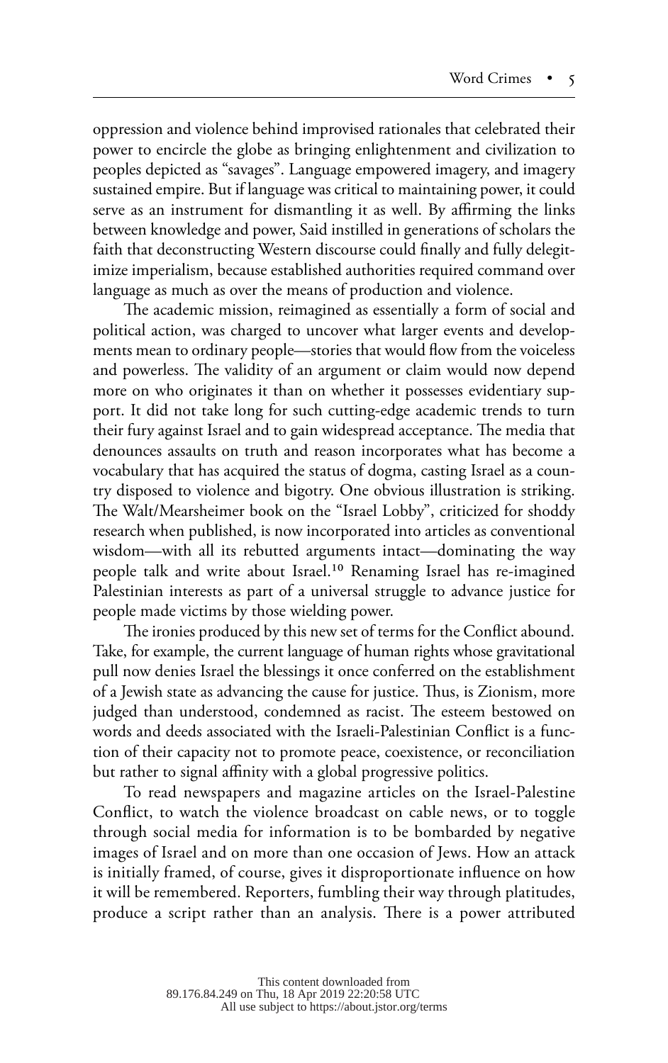oppression and violence behind improvised rationales that celebrated their power to encircle the globe as bringing enlightenment and civilization to peoples depicted as "savages". Language empowered imagery, and imagery sustained empire. But if language was critical to maintaining power, it could serve as an instrument for dismantling it as well. By affirming the links between knowledge and power, Said instilled in generations of scholars the faith that deconstructing Western discourse could finally and fully delegitimize imperialism, because established authorities required command over language as much as over the means of production and violence.

The academic mission, reimagined as essentially a form of social and political action, was charged to uncover what larger events and developments mean to ordinary people—stories that would flow from the voiceless and powerless. The validity of an argument or claim would now depend more on who originates it than on whether it possesses evidentiary support. It did not take long for such cutting-edge academic trends to turn their fury against Israel and to gain widespread acceptance. The media that denounces assaults on truth and reason incorporates what has become a vocabulary that has acquired the status of dogma, casting Israel as a country disposed to violence and bigotry. One obvious illustration is striking. The Walt/Mearsheimer book on the "Israel Lobby", criticized for shoddy research when published, is now incorporated into articles as conventional wisdom—with all its rebutted arguments intact—dominating the way people talk and write about Israel.[10] Renaming Israel has re-imagined Palestinian interests as part of a universal struggle to advance justice for people made victims by those wielding power.

The ironies produced by this new set of terms for the Conflict abound. Take, for example, the current language of human rights whose gravitational pull now denies Israel the blessings it once conferred on the establishment of a Jewish state as advancing the cause for justice. Thus, is Zionism, more judged than understood, condemned as racist. The esteem bestowed on words and deeds associated with the Israeli-Palestinian Conflict is a function of their capacity not to promote peace, coexistence, or reconciliation but rather to signal affinity with a global progressive politics.

To read newspapers and magazine articles on the Israel-Palestine Conflict, to watch the violence broadcast on cable news, or to toggle through social media for information is to be bombarded by negative images of Israel and on more than one occasion of Jews. How an attack is initially framed, of course, gives it disproportionate influence on how it will be remembered. Reporters, fumbling their way through platitudes, produce a script rather than an analysis. There is a power attributed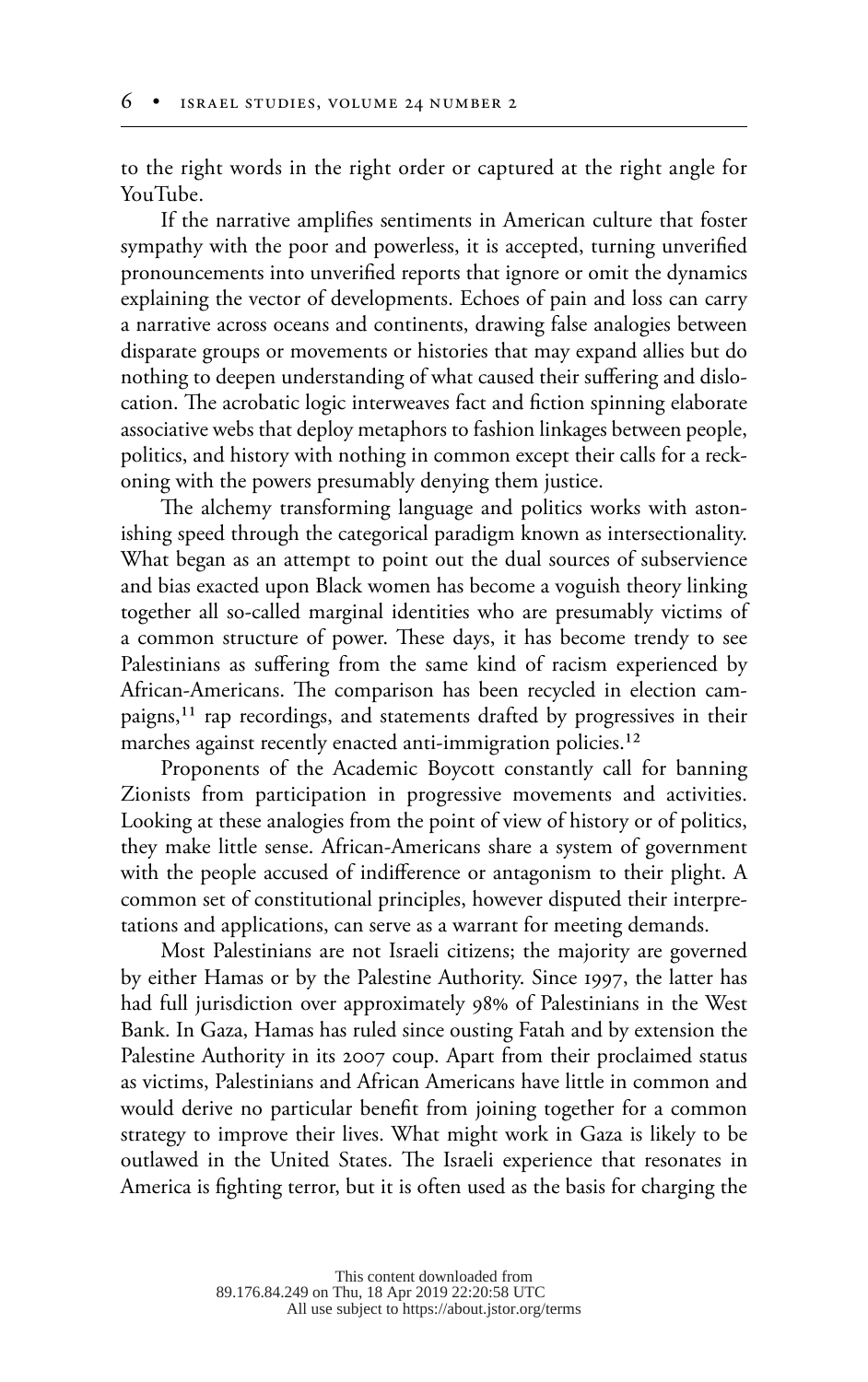to the right words in the right order or captured at the right angle for YouTube.

If the narrative amplifies sentiments in American culture that foster sympathy with the poor and powerless, it is accepted, turning unverified pronouncements into unverified reports that ignore or omit the dynamics explaining the vector of developments. Echoes of pain and loss can carry a narrative across oceans and continents, drawing false analogies between disparate groups or movements or histories that may expand allies but do nothing to deepen understanding of what caused their suffering and dislocation. The acrobatic logic interweaves fact and fiction spinning elaborate associative webs that deploy metaphors to fashion linkages between people, politics, and history with nothing in common except their calls for a reckoning with the powers presumably denying them justice.

The alchemy transforming language and politics works with astonishing speed through the categorical paradigm known as intersectionality. What began as an attempt to point out the dual sources of subservience and bias exacted upon Black women has become a voguish theory linking together all so-called marginal identities who are presumably victims of a common structure of power. These days, it has become trendy to see Palestinians as suffering from the same kind of racism experienced by African-Americans. The comparison has been recycled in election campaigns,[11] rap recordings, and statements drafted by progressives in their marches against recently enacted anti-immigration policies.[12]

Proponents of the Academic Boycott constantly call for banning Zionists from participation in progressive movements and activities. Looking at these analogies from the point of view of history or of politics, they make little sense. African-Americans share a system of government with the people accused of indifference or antagonism to their plight. A common set of constitutional principles, however disputed their interpretations and applications, can serve as a warrant for meeting demands.

Most Palestinians are not Israeli citizens; the majority are governed by either Hamas or by the Palestine Authority. Since 1997, the latter has had full jurisdiction over approximately 98% of Palestinians in the West Bank. In Gaza, Hamas has ruled since ousting Fatah and by extension the Palestine Authority in its 2007 coup. Apart from their proclaimed status as victims, Palestinians and African Americans have little in common and would derive no particular benefit from joining together for a common strategy to improve their lives. What might work in Gaza is likely to be outlawed in the United States. The Israeli experience that resonates in America is fighting terror, but it is often used as the basis for charging the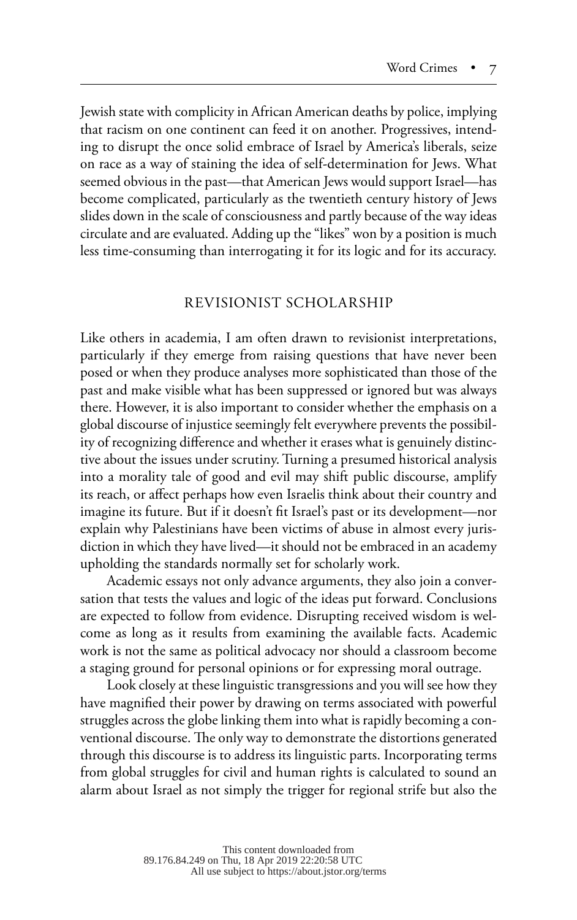Jewish state with complicity in African American deaths by police, implying that racism on one continent can feed it on another. Progressives, intending to disrupt the once solid embrace of Israel by America's liberals, seize on race as a way of staining the idea of self-determination for Jews. What seemed obvious in the past—that American Jews would support Israel—has become complicated, particularly as the twentieth century history of Jews slides down in the scale of consciousness and partly because of the way ideas circulate and are evaluated. Adding up the "likes" won by a position is much less time-consuming than interrogating it for its logic and for its accuracy.

## REVISIONIST SCHOLARSHIP

Like others in academia, I am often drawn to revisionist interpretations, particularly if they emerge from raising questions that have never been posed or when they produce analyses more sophisticated than those of the past and make visible what has been suppressed or ignored but was always there. However, it is also important to consider whether the emphasis on a global discourse of injustice seemingly felt everywhere prevents the possibility of recognizing difference and whether it erases what is genuinely distinctive about the issues under scrutiny. Turning a presumed historical analysis into a morality tale of good and evil may shift public discourse, amplify its reach, or affect perhaps how even Israelis think about their country and imagine its future. But if it doesn't fit Israel's past or its development—nor explain why Palestinians have been victims of abuse in almost every jurisdiction in which they have lived—it should not be embraced in an academy upholding the standards normally set for scholarly work.

Academic essays not only advance arguments, they also join a conversation that tests the values and logic of the ideas put forward. Conclusions are expected to follow from evidence. Disrupting received wisdom is welcome as long as it results from examining the available facts. Academic work is not the same as political advocacy nor should a classroom become a staging ground for personal opinions or for expressing moral outrage.

Look closely at these linguistic transgressions and you will see how they have magnified their power by drawing on terms associated with powerful struggles across the globe linking them into what is rapidly becoming a conventional discourse. The only way to demonstrate the distortions generated through this discourse is to address its linguistic parts. Incorporating terms from global struggles for civil and human rights is calculated to sound an alarm about Israel as not simply the trigger for regional strife but also the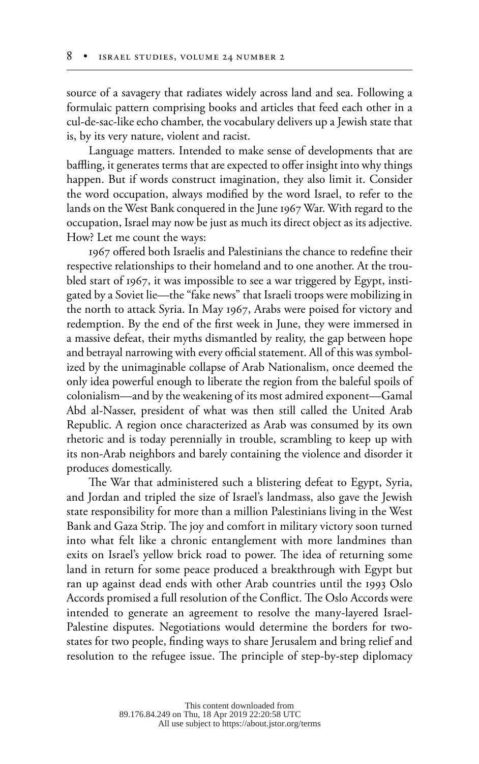source of a savagery that radiates widely across land and sea. Following a formulaic pattern comprising books and articles that feed each other in a cul-de-sac-like echo chamber, the vocabulary delivers up a Jewish state that is, by its very nature, violent and racist.

Language matters. Intended to make sense of developments that are baffling, it generates terms that are expected to offer insight into why things happen. But if words construct imagination, they also limit it. Consider the word occupation, always modified by the word Israel, to refer to the lands on the West Bank conquered in the June 1967 War. With regard to the occupation, Israel may now be just as much its direct object as its adjective. How? Let me count the ways:

1967 offered both Israelis and Palestinians the chance to redefine their respective relationships to their homeland and to one another. At the troubled start of 1967, it was impossible to see a war triggered by Egypt, instigated by a Soviet lie—the "fake news" that Israeli troops were mobilizing in the north to attack Syria. In May 1967, Arabs were poised for victory and redemption. By the end of the first week in June, they were immersed in a massive defeat, their myths dismantled by reality, the gap between hope and betrayal narrowing with every official statement. All of this was symbolized by the unimaginable collapse of Arab Nationalism, once deemed the only idea powerful enough to liberate the region from the baleful spoils of colonialism—and by the weakening of its most admired exponent—Gamal Abd al-Nasser, president of what was then still called the United Arab Republic. A region once characterized as Arab was consumed by its own rhetoric and is today perennially in trouble, scrambling to keep up with its non-Arab neighbors and barely containing the violence and disorder it produces domestically.

The War that administered such a blistering defeat to Egypt, Syria, and Jordan and tripled the size of Israel's landmass, also gave the Jewish state responsibility for more than a million Palestinians living in the West Bank and Gaza Strip. The joy and comfort in military victory soon turned into what felt like a chronic entanglement with more landmines than exits on Israel's yellow brick road to power. The idea of returning some land in return for some peace produced a breakthrough with Egypt but ran up against dead ends with other Arab countries until the 1993 Oslo Accords promised a full resolution of the Conflict. The Oslo Accords were intended to generate an agreement to resolve the many-layered Israel-Palestine disputes. Negotiations would determine the borders for two-states for two people, finding ways to share Jerusalem and bring relief and resolution to the refugee issue. The principle of step-by-step diplomacy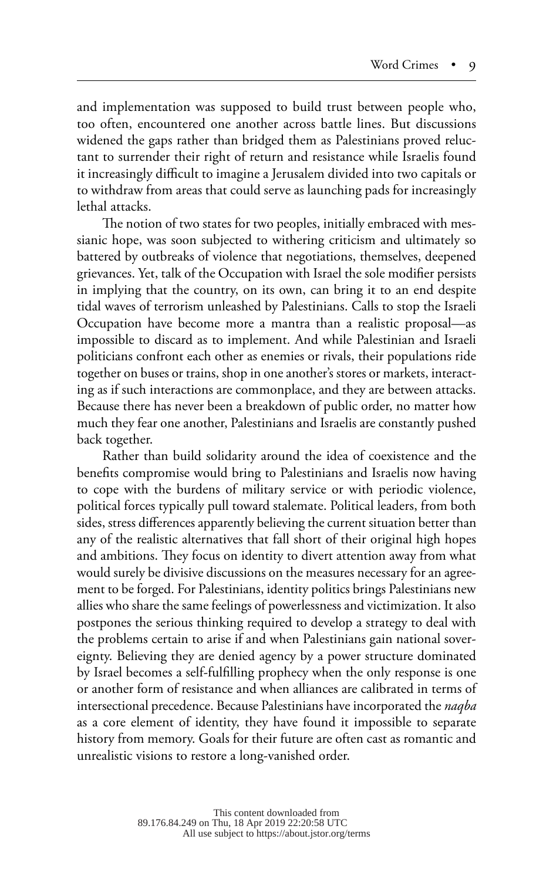and implementation was supposed to build trust between people who, too often, encountered one another across battle lines. But discussions widened the gaps rather than bridged them as Palestinians proved reluctant to surrender their right of return and resistance while Israelis found it increasingly difficult to imagine a Jerusalem divided into two capitals or to withdraw from areas that could serve as launching pads for increasingly lethal attacks.

The notion of two states for two peoples, initially embraced with messianic hope, was soon subjected to withering criticism and ultimately so battered by outbreaks of violence that negotiations, themselves, deepened grievances. Yet, talk of the Occupation with Israel the sole modifier persists in implying that the country, on its own, can bring it to an end despite tidal waves of terrorism unleashed by Palestinians. Calls to stop the Israeli Occupation have become more a mantra than a realistic proposal—as impossible to discard as to implement. And while Palestinian and Israeli politicians confront each other as enemies or rivals, their populations ride together on buses or trains, shop in one another's stores or markets, interacting as if such interactions are commonplace, and they are between attacks. Because there has never been a breakdown of public order, no matter how much they fear one another, Palestinians and Israelis are constantly pushed back together.

Rather than build solidarity around the idea of coexistence and the benefits compromise would bring to Palestinians and Israelis now having to cope with the burdens of military service or with periodic violence, political forces typically pull toward stalemate. Political leaders, from both sides, stress differences apparently believing the current situation better than any of the realistic alternatives that fall short of their original high hopes and ambitions. They focus on identity to divert attention away from what would surely be divisive discussions on the measures necessary for an agreement to be forged. For Palestinians, identity politics brings Palestinians new allies who share the same feelings of powerlessness and victimization. It also postpones the serious thinking required to develop a strategy to deal with the problems certain to arise if and when Palestinians gain national sovereignty. Believing they are denied agency by a power structure dominated by Israel becomes a self-fulfilling prophecy when the only response is one or another form of resistance and when alliances are calibrated in terms of intersectional precedence. Because Palestinians have incorporated the *naqba* as a core element of identity, they have found it impossible to separate history from memory. Goals for their future are often cast as romantic and unrealistic visions to restore a long-vanished order.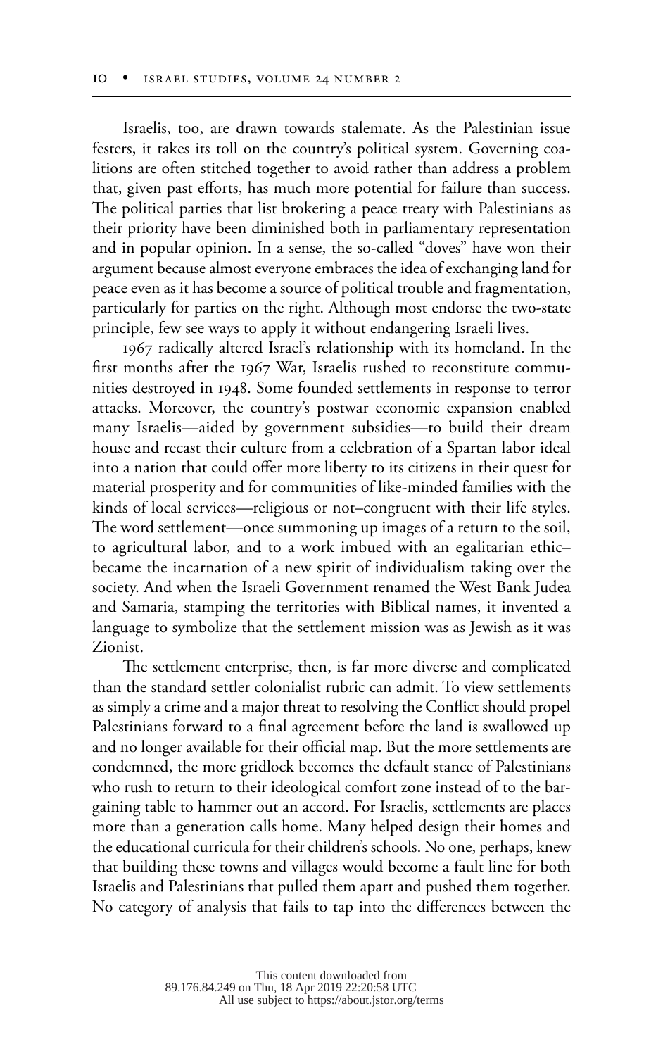Israelis, too, are drawn towards stalemate. As the Palestinian issue festers, it takes its toll on the country's political system. Governing coalitions are often stitched together to avoid rather than address a problem that, given past efforts, has much more potential for failure than success. The political parties that list brokering a peace treaty with Palestinians as their priority have been diminished both in parliamentary representation and in popular opinion. In a sense, the so-called "doves" have won their argument because almost everyone embraces the idea of exchanging land for peace even as it has become a source of political trouble and fragmentation, particularly for parties on the right. Although most endorse the two-state principle, few see ways to apply it without endangering Israeli lives.

1967 radically altered Israel's relationship with its homeland. In the first months after the 1967 War, Israelis rushed to reconstitute communities destroyed in 1948. Some founded settlements in response to terror attacks. Moreover, the country's postwar economic expansion enabled many Israelis—aided by government subsidies—to build their dream house and recast their culture from a celebration of a Spartan labor ideal into a nation that could offer more liberty to its citizens in their quest for material prosperity and for communities of like-minded families with the kinds of local services—religious or not–congruent with their life styles. The word settlement—once summoning up images of a return to the soil, to agricultural labor, and to a work imbued with an egalitarian ethic– became the incarnation of a new spirit of individualism taking over the society. And when the Israeli Government renamed the West Bank Judea and Samaria, stamping the territories with Biblical names, it invented a language to symbolize that the settlement mission was as Jewish as it was Zionist.

The settlement enterprise, then, is far more diverse and complicated than the standard settler colonialist rubric can admit. To view settlements as simply a crime and a major threat to resolving the Conflict should propel Palestinians forward to a final agreement before the land is swallowed up and no longer available for their official map. But the more settlements are condemned, the more gridlock becomes the default stance of Palestinians who rush to return to their ideological comfort zone instead of to the bargaining table to hammer out an accord. For Israelis, settlements are places more than a generation calls home. Many helped design their homes and the educational curricula for their children's schools. No one, perhaps, knew that building these towns and villages would become a fault line for both Israelis and Palestinians that pulled them apart and pushed them together. No category of analysis that fails to tap into the differences between the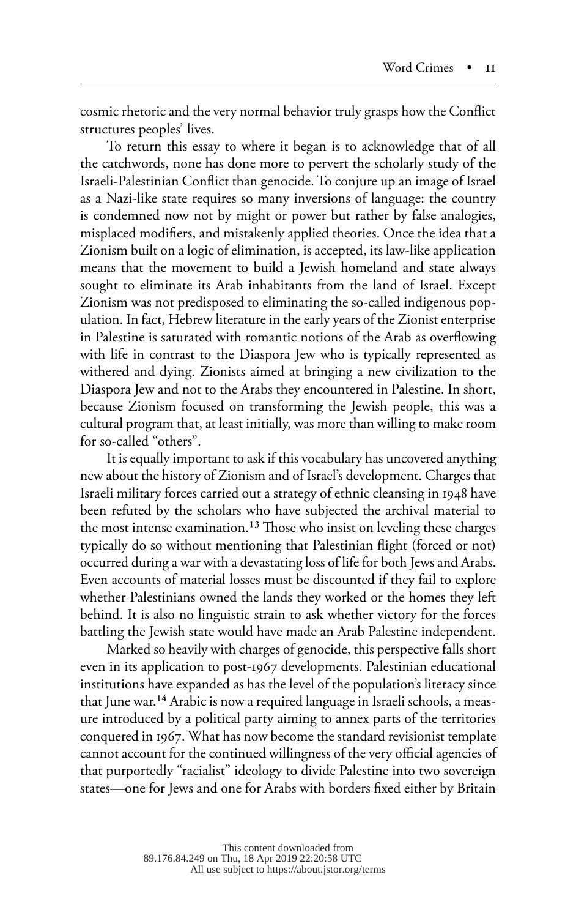cosmic rhetoric and the very normal behavior truly grasps how the Conflict structures peoples' lives.

To return this essay to where it began is to acknowledge that of all the catchwords, none has done more to pervert the scholarly study of the Israeli-Palestinian Conflict than genocide. To conjure up an image of Israel as a Nazi-like state requires so many inversions of language: the country is condemned now not by might or power but rather by false analogies, misplaced modifiers, and mistakenly applied theories. Once the idea that a Zionism built on a logic of elimination, is accepted, its law-like application means that the movement to build a Jewish homeland and state always sought to eliminate its Arab inhabitants from the land of Israel. Except Zionism was not predisposed to eliminating the so-called indigenous population. In fact, Hebrew literature in the early years of the Zionist enterprise in Palestine is saturated with romantic notions of the Arab as overflowing with life in contrast to the Diaspora Jew who is typically represented as withered and dying. Zionists aimed at bringing a new civilization to the Diaspora Jew and not to the Arabs they encountered in Palestine. In short, because Zionism focused on transforming the Jewish people, this was a cultural program that, at least initially, was more than willing to make room for so-called "others".

It is equally important to ask if this vocabulary has uncovered anything new about the history of Zionism and of Israel's development. Charges that Israeli military forces carried out a strategy of ethnic cleansing in 1948 have been refuted by the scholars who have subjected the archival material to the most intense examination.[13] Those who insist on leveling these charges typically do so without mentioning that Palestinian flight (forced or not) occurred during a war with a devastating loss of life for both Jews and Arabs. Even accounts of material losses must be discounted if they fail to explore whether Palestinians owned the lands they worked or the homes they left behind. It is also no linguistic strain to ask whether victory for the forces battling the Jewish state would have made an Arab Palestine independent.

Marked so heavily with charges of genocide, this perspective falls short even in its application to post-1967 developments. Palestinian educational institutions have expanded as has the level of the population's literacy since that June war.[14] Arabic is now a required language in Israeli schools, a measure introduced by a political party aiming to annex parts of the territories conquered in 1967. What has now become the standard revisionist template cannot account for the continued willingness of the very official agencies of that purportedly "racialist" ideology to divide Palestine into two sovereign states—one for Jews and one for Arabs with borders fixed either by Britain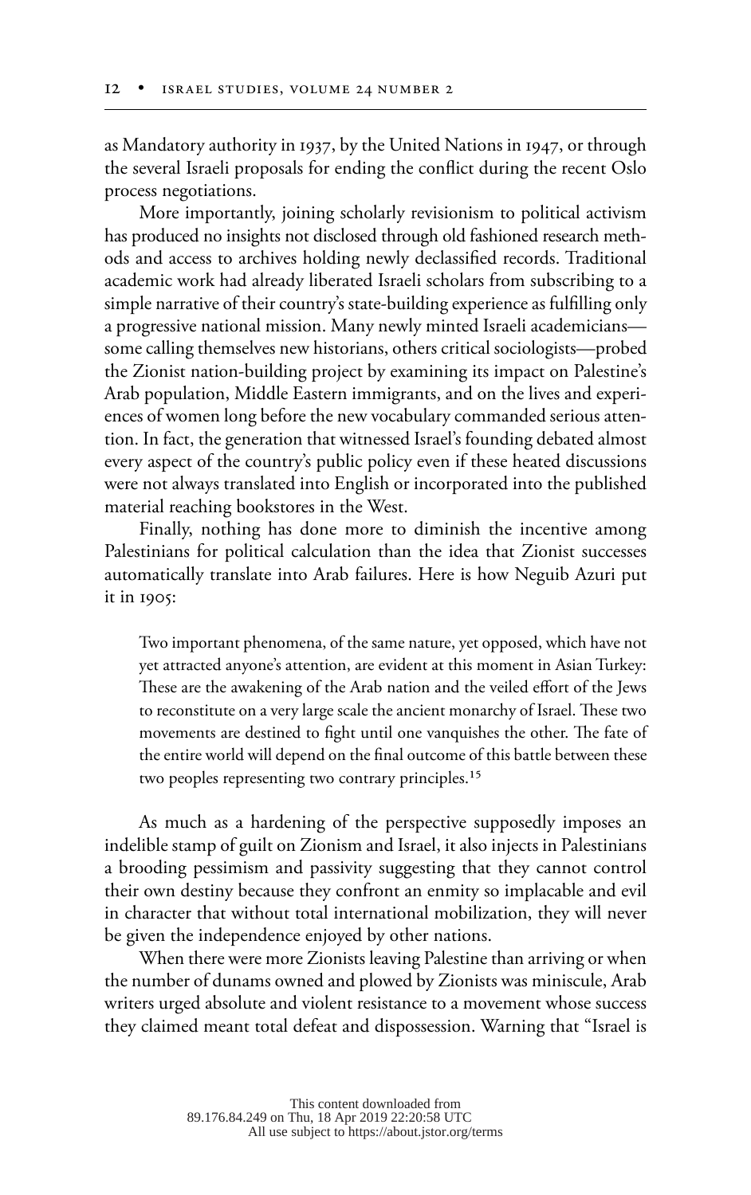as Mandatory authority in 1937, by the United Nations in 1947, or through the several Israeli proposals for ending the conflict during the recent Oslo process negotiations.

More importantly, joining scholarly revisionism to political activism has produced no insights not disclosed through old fashioned research methods and access to archives holding newly declassified records. Traditional academic work had already liberated Israeli scholars from subscribing to a simple narrative of their country's state-building experience as fulfilling only a progressive national mission. Many newly minted Israeli academicians—some calling themselves new historians, others critical sociologists—probed the Zionist nation-building project by examining its impact on Palestine's Arab population, Middle Eastern immigrants, and on the lives and experiences of women long before the new vocabulary commanded serious attention. In fact, the generation that witnessed Israel's founding debated almost every aspect of the country's public policy even if these heated discussions were not always translated into English or incorporated into the published material reaching bookstores in the West.

Finally, nothing has done more to diminish the incentive among Palestinians for political calculation than the idea that Zionist successes automatically translate into Arab failures. Here is how Neguib Azuri put it in 1905:

> Two important phenomena, of the same nature, yet opposed, which have not yet attracted anyone's attention, are evident at this moment in Asian Turkey: These are the awakening of the Arab nation and the veiled effort of the Jews to reconstitute on a very large scale the ancient monarchy of Israel. These two movements are destined to fight until one vanquishes the other. The fate of the entire world will depend on the final outcome of this battle between these two peoples representing two contrary principles.[15]

As much as a hardening of the perspective supposedly imposes an indelible stamp of guilt on Zionism and Israel, it also injects in Palestinians a brooding pessimism and passivity suggesting that they cannot control their own destiny because they confront an enmity so implacable and evil in character that without total international mobilization, they will never be given the independence enjoyed by other nations.

When there were more Zionists leaving Palestine than arriving or when the number of dunams owned and plowed by Zionists was miniscule, Arab writers urged absolute and violent resistance to a movement whose success they claimed meant total defeat and dispossession. Warning that "Israel is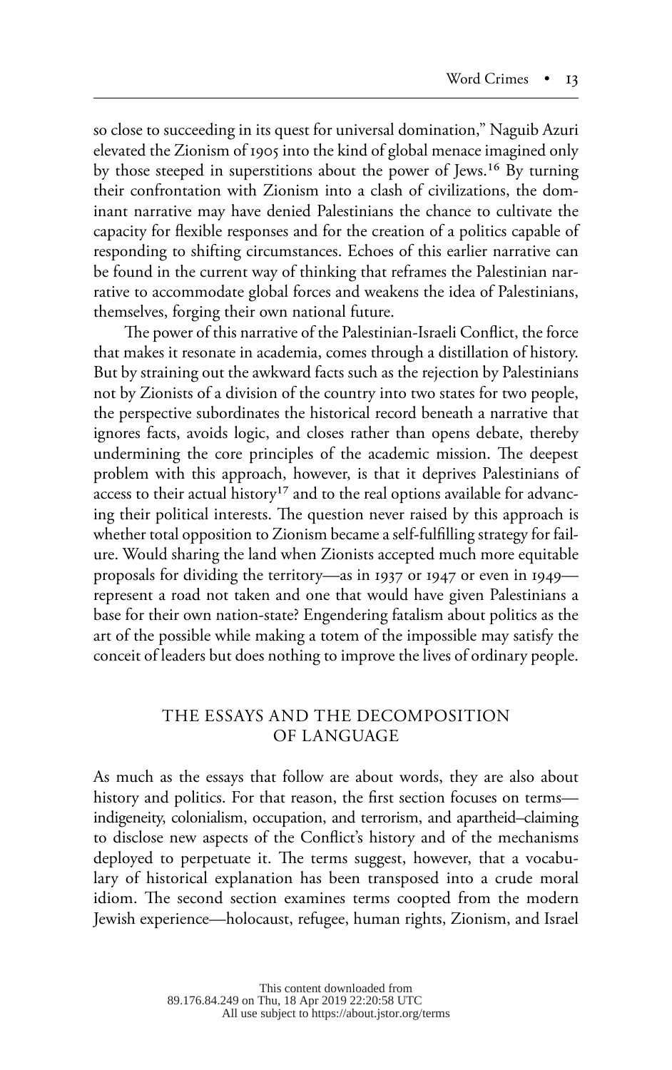so close to succeeding in its quest for universal domination," Naguib Azuri elevated the Zionism of 1905 into the kind of global menace imagined only by those steeped in superstitions about the power of Jews.[16] By turning their confrontation with Zionism into a clash of civilizations, the dominant narrative may have denied Palestinians the chance to cultivate the capacity for flexible responses and for the creation of a politics capable of responding to shifting circumstances. Echoes of this earlier narrative can be found in the current way of thinking that reframes the Palestinian narrative to accommodate global forces and weakens the idea of Palestinians, themselves, forging their own national future.

The power of this narrative of the Palestinian-Israeli Conflict, the force that makes it resonate in academia, comes through a distillation of history. But by straining out the awkward facts such as the rejection by Palestinians not by Zionists of a division of the country into two states for two people, the perspective subordinates the historical record beneath a narrative that ignores facts, avoids logic, and closes rather than opens debate, thereby undermining the core principles of the academic mission. The deepest problem with this approach, however, is that it deprives Palestinians of access to their actual history[17] and to the real options available for advancing their political interests. The question never raised by this approach is whether total opposition to Zionism became a self-fulfilling strategy for failure. Would sharing the land when Zionists accepted much more equitable proposals for dividing the territory—as in 1937 or 1947 or even in 1949—represent a road not taken and one that would have given Palestinians a base for their own nation-state? Engendering fatalism about politics as the art of the possible while making a totem of the impossible may satisfy the conceit of leaders but does nothing to improve the lives of ordinary people.

## THE ESSAYS AND THE DECOMPOSITION OF LANGUAGE

As much as the essays that follow are about words, they are also about history and politics. For that reason, the first section focuses on terms—indigeneity, colonialism, occupation, and terrorism, and apartheid–claiming to disclose new aspects of the Conflict's history and of the mechanisms deployed to perpetuate it. The terms suggest, however, that a vocabulary of historical explanation has been transposed into a crude moral idiom. The second section examines terms coopted from the modern Jewish experience—holocaust, refugee, human rights, Zionism, and Israel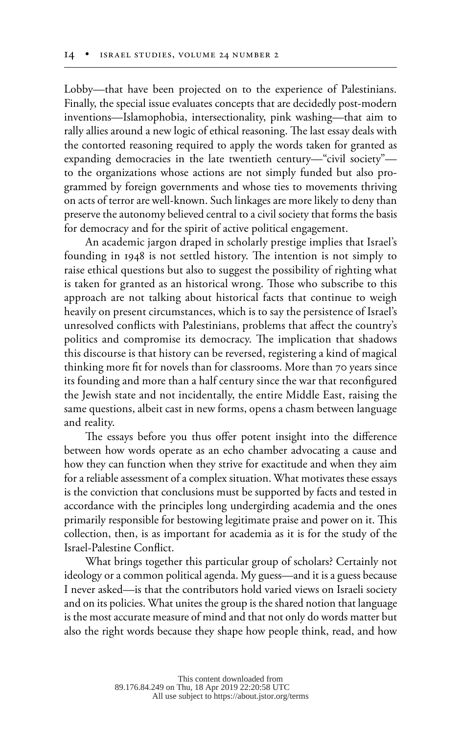Lobby—that have been projected on to the experience of Palestinians. Finally, the special issue evaluates concepts that are decidedly post-modern inventions—Islamophobia, intersectionality, pink washing—that aim to rally allies around a new logic of ethical reasoning. The last essay deals with the contorted reasoning required to apply the words taken for granted as expanding democracies in the late twentieth century—"civil society"—to the organizations whose actions are not simply funded but also programmed by foreign governments and whose ties to movements thriving on acts of terror are well-known. Such linkages are more likely to deny than preserve the autonomy believed central to a civil society that forms the basis for democracy and for the spirit of active political engagement.

An academic jargon draped in scholarly prestige implies that Israel's founding in 1948 is not settled history. The intention is not simply to raise ethical questions but also to suggest the possibility of righting what is taken for granted as an historical wrong. Those who subscribe to this approach are not talking about historical facts that continue to weigh heavily on present circumstances, which is to say the persistence of Israel's unresolved conflicts with Palestinians, problems that affect the country's politics and compromise its democracy. The implication that shadows this discourse is that history can be reversed, registering a kind of magical thinking more fit for novels than for classrooms. More than 70 years since its founding and more than a half century since the war that reconfigured the Jewish state and not incidentally, the entire Middle East, raising the same questions, albeit cast in new forms, opens a chasm between language and reality.

The essays before you thus offer potent insight into the difference between how words operate as an echo chamber advocating a cause and how they can function when they strive for exactitude and when they aim for a reliable assessment of a complex situation. What motivates these essays is the conviction that conclusions must be supported by facts and tested in accordance with the principles long undergirding academia and the ones primarily responsible for bestowing legitimate praise and power on it. This collection, then, is as important for academia as it is for the study of the Israel-Palestine Conflict.

What brings together this particular group of scholars? Certainly not ideology or a common political agenda. My guess—and it is a guess because I never asked—is that the contributors hold varied views on Israeli society and on its policies. What unites the group is the shared notion that language is the most accurate measure of mind and that not only do words matter but also the right words because they shape how people think, read, and how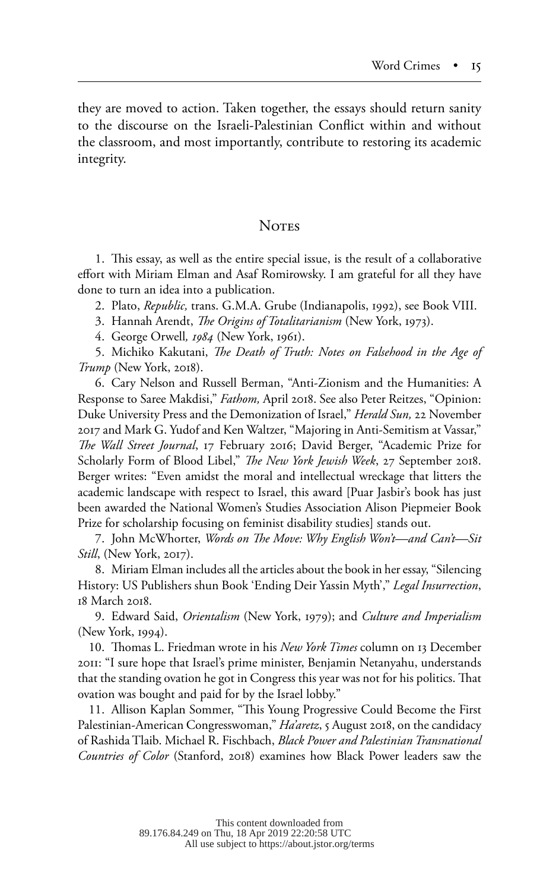they are moved to action. Taken together, the essays should return sanity to the discourse on the Israeli-Palestinian Conflict within and without the classroom, and most importantly, contribute to restoring its academic integrity.

## Notes

1. This essay, as well as the entire special issue, is the result of a collaborative effort with Miriam Elman and Asaf Romirowsky. I am grateful for all they have done to turn an idea into a publication.

2. Plato, *Republic,* trans. G.M.A. Grube (Indianapolis, 1992), see Book VIII.

3. Hannah Arendt, *The Origins of Totalitarianism* (New York, 1973).

4. George Orwell*, 1984* (New York, 1961).

5. Michiko Kakutani, *The Death of Truth: Notes on Falsehood in the Age of Trump* (New York, 2018).

6. Cary Nelson and Russell Berman, "Anti-Zionism and the Humanities: A Response to Saree Makdisi," *Fathom,* April 2018. See also Peter Reitzes, "Opinion: Duke University Press and the Demonization of Israel," *Herald Sun,* 22 November 2017 and Mark G. Yudof and Ken Waltzer, "Majoring in Anti-Semitism at Vassar," *The Wall Street Journal*, 17 February 2016; David Berger, "Academic Prize for Scholarly Form of Blood Libel," *The New York Jewish Week*, 27 September 2018. Berger writes: "Even amidst the moral and intellectual wreckage that litters the academic landscape with respect to Israel, this award [Puar Jasbir's book has just been awarded the National Women's Studies Association Alison Piepmeier Book Prize for scholarship focusing on feminist disability studies] stands out.

7. John McWhorter, *Words on The Move: Why English Won't—and Can't—Sit Still*, (New York, 2017).

8. Miriam Elman includes all the articles about the book in her essay, "Silencing History: US Publishers shun Book 'Ending Deir Yassin Myth'," *Legal Insurrection*, 18 March 2018.

9. Edward Said, *Orientalism* (New York, 1979); and *Culture and Imperialism* (New York, 1994).

10. Thomas L. Friedman wrote in his *New York Times* column on 13 December 2011: "I sure hope that Israel's prime minister, Benjamin Netanyahu, understands that the standing ovation he got in Congress this year was not for his politics. That ovation was bought and paid for by the Israel lobby."

11. Allison Kaplan Sommer, "This Young Progressive Could Become the First Palestinian-American Congresswoman," *Ha'aretz*, 5 August 2018, on the candidacy of Rashida Tlaib. Michael R. Fischbach, *Black Power and Palestinian Transnational Countries of Color* (Stanford, 2018) examines how Black Power leaders saw the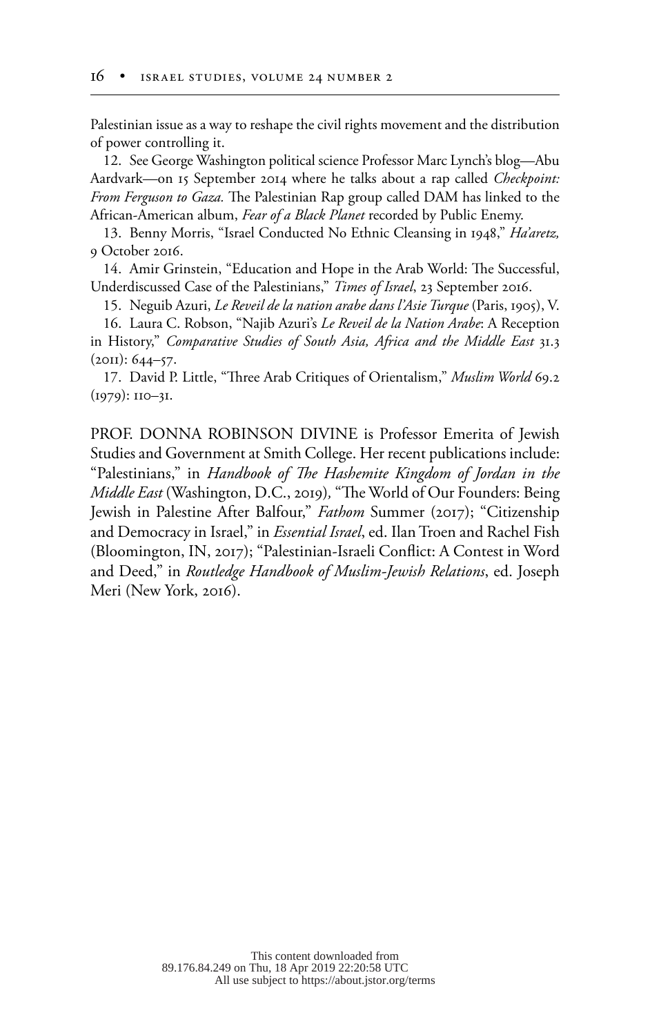Palestinian issue as a way to reshape the civil rights movement and the distribution of power controlling it.

12. See George Washington political science Professor Marc Lynch's blog—Abu Aardvark—on 15 September 2014 where he talks about a rap called *Checkpoint: From Ferguson to Gaza.* The Palestinian Rap group called DAM has linked to the African-American album, *Fear of a Black Planet* recorded by Public Enemy.

13. Benny Morris, "Israel Conducted No Ethnic Cleansing in 1948," *Ha'aretz,* 9 October 2016.

14. Amir Grinstein, "Education and Hope in the Arab World: The Successful, Underdiscussed Case of the Palestinians," *Times of Israel*, 23 September 2016.

15. Neguib Azuri, *Le Reveil de la nation arabe dans l'Asie Turque* (Paris, 1905), V.

16. Laura C. Robson, "Najib Azuri's *Le Reveil de la Nation Arabe*: A Reception in History," *Comparative Studies of South Asia, Africa and the Middle East* 31.3 (2011): 644–57.

17. David P. Little, "Three Arab Critiques of Orientalism," *Muslim World* 69.2 (1979): 110–31.

PROF. DONNA ROBINSON DIVINE is Professor Emerita of Jewish Studies and Government at Smith College. Her recent publications include: "Palestinians," in *Handbook of The Hashemite Kingdom of Jordan in the Middle East* (Washington, D.C., 2019), "The World of Our Founders: Being Jewish in Palestine After Balfour," *Fathom* Summer (2017); "Citizenship and Democracy in Israel," in *Essential Israel*, ed. Ilan Troen and Rachel Fish (Bloomington, IN, 2017); "Palestinian-Israeli Conflict: A Contest in Word and Deed," in *Routledge Handbook of Muslim-Jewish Relations*, ed. Joseph Meri (New York, 2016).